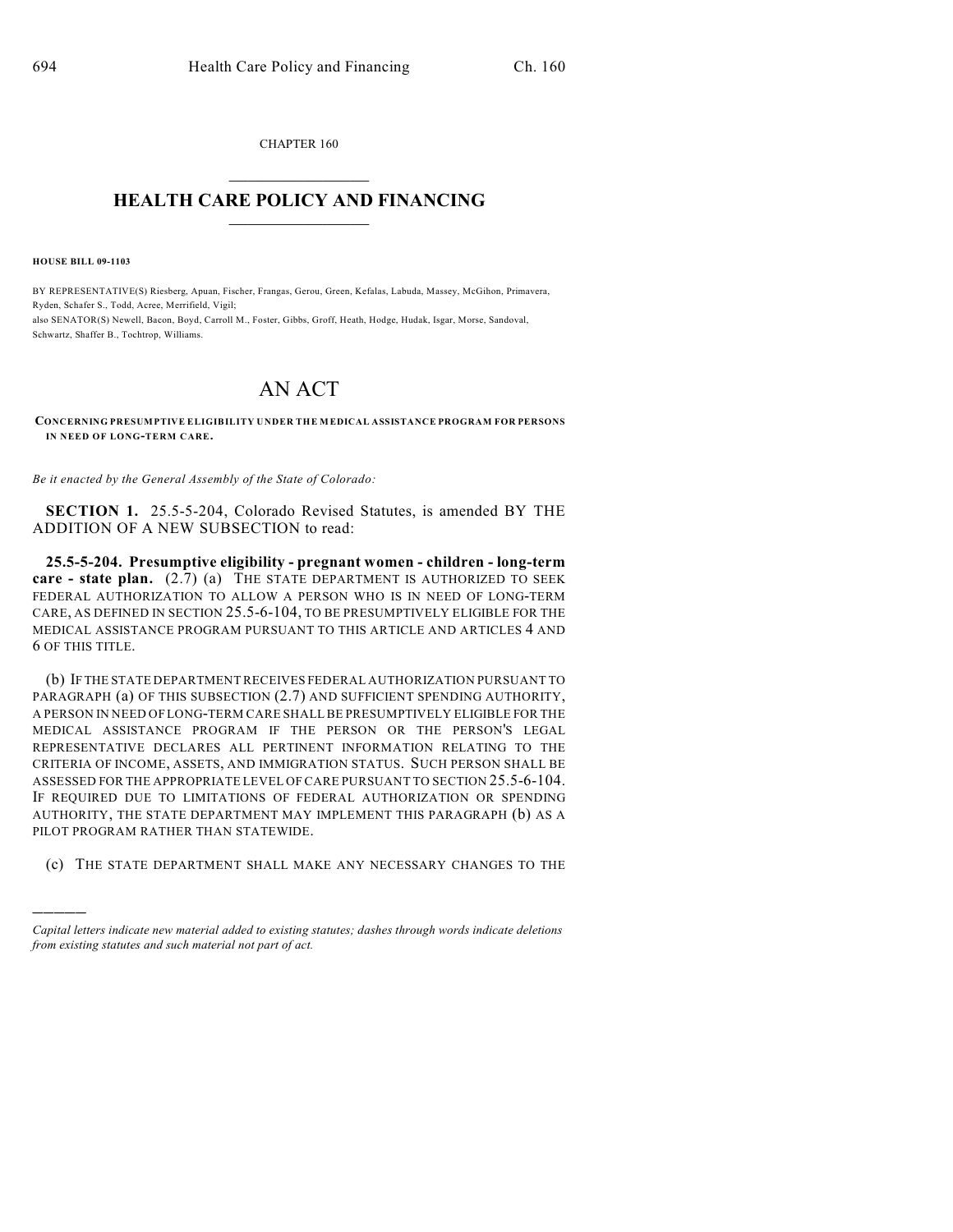CHAPTER 160

# HEALTH CARE POLICY AND FINANCING

**HOUSE BILL 09-1103**

BY REPRESENTATIVE(S) Riesberg, Apuan, Fischer, Frangas, Gerou, Green, Kefalas, Labuda, Massey, McGihon, Primavera, Ryden, Schafer S., Todd, Acree, Merrifield, Vigil;
also SENATOR(S) Newell, Bacon, Boyd, Carroll M., Foster, Gibbs, Groff, Heath, Hodge, Hudak, Isgar, Morse, Sandoval, Schwartz, Shaffer B., Tochtrop, Williams.

# AN ACT

**CONCERNING PRESUMPTIVE ELIGIBILITY UNDER THE MEDICAL ASSISTANCE PROGRAM FOR PERSONS IN NEED OF LONG-TERM CARE.**

*Be it enacted by the General Assembly of the State of Colorado:*

**SECTION 1.** 25.5-5-204, Colorado Revised Statutes, is amended BY THE ADDITION OF A NEW SUBSECTION to read:

**25.5-5-204. Presumptive eligibility - pregnant women - children - long-term care - state plan.** (2.7) (a) THE STATE DEPARTMENT IS AUTHORIZED TO SEEK FEDERAL AUTHORIZATION TO ALLOW A PERSON WHO IS IN NEED OF LONG-TERM CARE, AS DEFINED IN SECTION 25.5-6-104, TO BE PRESUMPTIVELY ELIGIBLE FOR THE MEDICAL ASSISTANCE PROGRAM PURSUANT TO THIS ARTICLE AND ARTICLES 4 AND 6 OF THIS TITLE.

(b) IF THE STATE DEPARTMENT RECEIVES FEDERAL AUTHORIZATION PURSUANT TO PARAGRAPH (a) OF THIS SUBSECTION (2.7) AND SUFFICIENT SPENDING AUTHORITY, A PERSON IN NEED OF LONG-TERM CARE SHALL BE PRESUMPTIVELY ELIGIBLE FOR THE MEDICAL ASSISTANCE PROGRAM IF THE PERSON OR THE PERSON'S LEGAL REPRESENTATIVE DECLARES ALL PERTINENT INFORMATION RELATING TO THE CRITERIA OF INCOME, ASSETS, AND IMMIGRATION STATUS. SUCH PERSON SHALL BE ASSESSED FOR THE APPROPRIATE LEVEL OF CARE PURSUANT TO SECTION 25.5-6-104. IF REQUIRED DUE TO LIMITATIONS OF FEDERAL AUTHORIZATION OR SPENDING AUTHORITY, THE STATE DEPARTMENT MAY IMPLEMENT THIS PARAGRAPH (b) AS A PILOT PROGRAM RATHER THAN STATEWIDE.

(c) THE STATE DEPARTMENT SHALL MAKE ANY NECESSARY CHANGES TO THE

---

*Capital letters indicate new material added to existing statutes; dashes through words indicate deletions from existing statutes and such material not part of act.*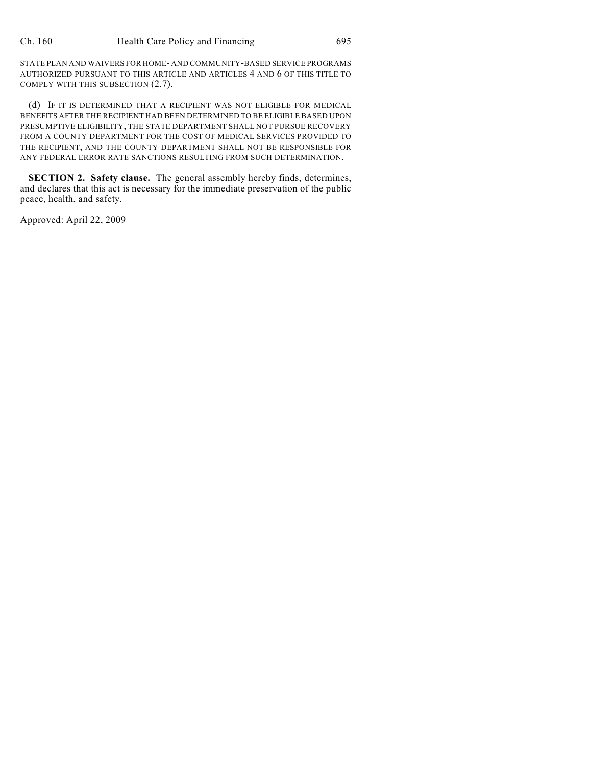STATE PLAN AND WAIVERS FOR HOME- AND COMMUNITY-BASED SERVICE PROGRAMS AUTHORIZED PURSUANT TO THIS ARTICLE AND ARTICLES 4 AND 6 OF THIS TITLE TO COMPLY WITH THIS SUBSECTION (2.7).

(d) IF IT IS DETERMINED THAT A RECIPIENT WAS NOT ELIGIBLE FOR MEDICAL BENEFITS AFTER THE RECIPIENT HAD BEEN DETERMINED TO BE ELIGIBLE BASED UPON PRESUMPTIVE ELIGIBILITY, THE STATE DEPARTMENT SHALL NOT PURSUE RECOVERY FROM A COUNTY DEPARTMENT FOR THE COST OF MEDICAL SERVICES PROVIDED TO THE RECIPIENT, AND THE COUNTY DEPARTMENT SHALL NOT BE RESPONSIBLE FOR ANY FEDERAL ERROR RATE SANCTIONS RESULTING FROM SUCH DETERMINATION.

**SECTION 2. Safety clause.** The general assembly hereby finds, determines, and declares that this act is necessary for the immediate preservation of the public peace, health, and safety.

Approved: April 22, 2009